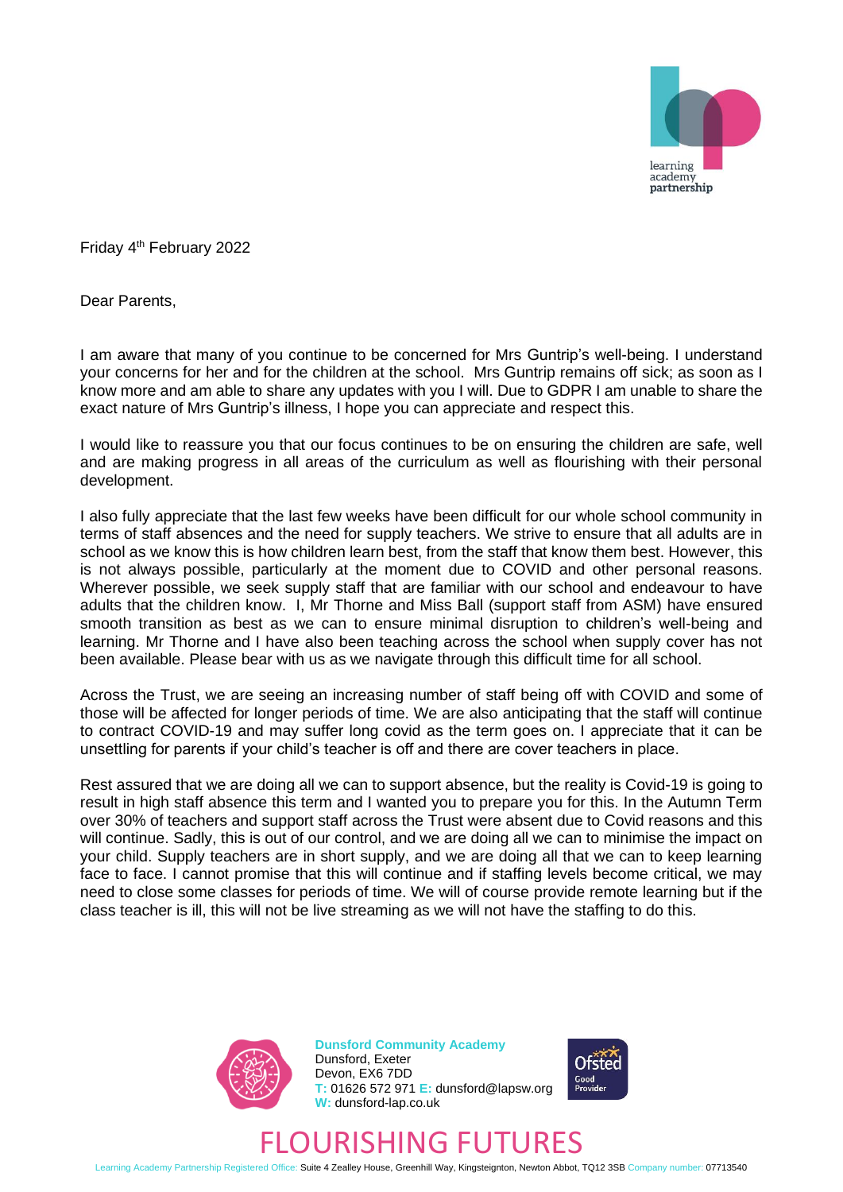Friday 4th February 2022

Dear Parents,

I am aware that many of you continue to be concerned for Mrs Guntrip's well-being. I understand your concerns for her and for the children at the school. Mrs Guntrip remains off sick; as soon as I know more and am able to share any updates with you I will. Due to GDPR I am unable to share the exact nature of Mrs Guntrip's illness, I hope you can appreciate and respect this.

I would like to reassure you that our focus continues to be on ensuring the children are safe, well and are making progress in all areas of the curriculum as well as flourishing with their personal development.

I also fully appreciate that the last few weeks have been difficult for our whole school community in terms of staff absences and the need for supply teachers. We strive to ensure that all adults are in school as we know this is how children learn best, from the staff that know them best. However, this is not always possible, particularly at the moment due to COVID and other personal reasons. Wherever possible, we seek supply staff that are familiar with our school and endeavour to have adults that the children know. I, Mr Thorne and Miss Ball (support staff from ASM) have ensured smooth transition as best as we can to ensure minimal disruption to children's well-being and learning. Mr Thorne and I have also been teaching across the school when supply cover has not been available. Please bear with us as we navigate through this difficult time for all school.

Across the Trust, we are seeing an increasing number of staff being off with COVID and some of those will be affected for longer periods of time. We are also anticipating that the staff will continue to contract COVID-19 and may suffer long covid as the term goes on. I appreciate that it can be unsettling for parents if your child's teacher is off and there are cover teachers in place.

Rest assured that we are doing all we can to support absence, but the reality is Covid-19 is going to result in high staff absence this term and I wanted you to prepare you for this. In the Autumn Term over 30% of teachers and support staff across the Trust were absent due to Covid reasons and this will continue. Sadly, this is out of our control, and we are doing all we can to minimise the impact on your child. Supply teachers are in short supply, and we are doing all that we can to keep learning face to face. I cannot promise that this will continue and if staffing levels become critical, we may need to close some classes for periods of time. We will of course provide remote learning but if the class teacher is ill, this will not be live streaming as we will not have the staffing to do this.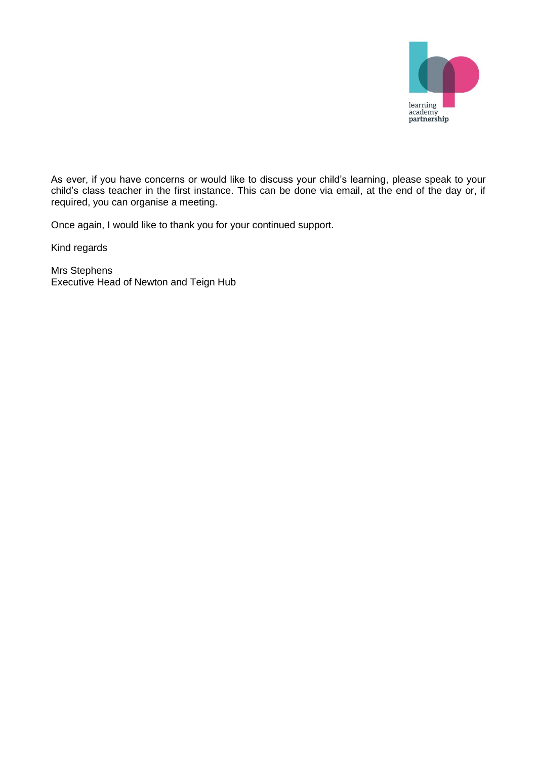As ever, if you have concerns or would like to discuss your child's learning, please speak to your child's class teacher in the first instance. This can be done via email, at the end of the day or, if required, you can organise a meeting.

Once again, I would like to thank you for your continued support.

Kind regards

Mrs Stephens
Executive Head of Newton and Teign Hub